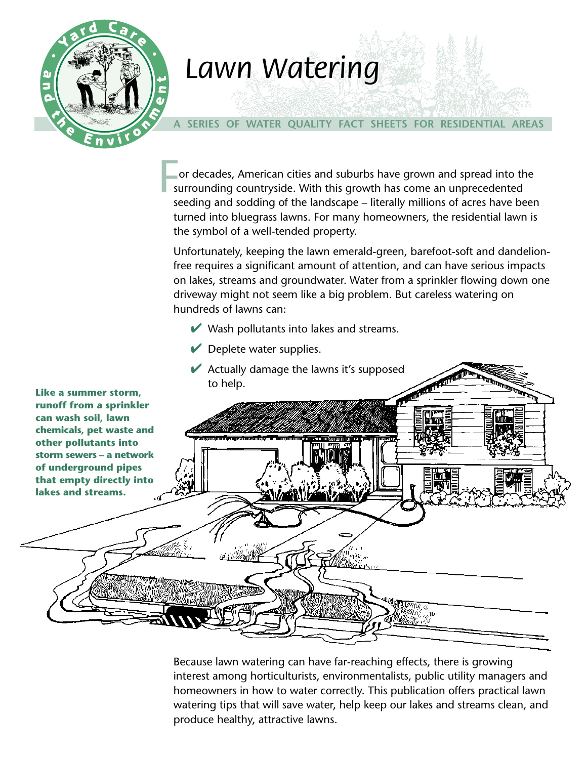# Lawn Watering

A SERIES OF WATER QUALITY FACT SHEETS FOR RESIDENTIAL AREAS

For decades, American cities and suburbs have grown and spread into the surrounding countryside. With this growth has come an unprecedented seeding and sodding of the landscape – literally millions of acres have been turned into bluegrass lawns. For many homeowners, the residential lawn is the symbol of a well-tended property.

Unfortunately, keeping the lawn emerald-green, barefoot-soft and dandelion-free requires a significant amount of attention, and can have serious impacts on lakes, streams and groundwater. Water from a sprinkler flowing down one driveway might not seem like a big problem. But careless watering on hundreds of lawns can:

- ✔ Wash pollutants into lakes and streams.
- ✔ Deplete water supplies.
- ✔ Actually damage the lawns it's supposed to help.

**Like a summer storm, runoff from a sprinkler can wash soil, lawn chemicals, pet waste and other pollutants into storm sewers – a network of underground pipes that empty directly into lakes and streams.**

Because lawn watering can have far-reaching effects, there is growing interest among horticulturists, environmentalists, public utility managers and homeowners in how to water correctly. This publication offers practical lawn watering tips that will save water, help keep our lakes and streams clean, and produce healthy, attractive lawns.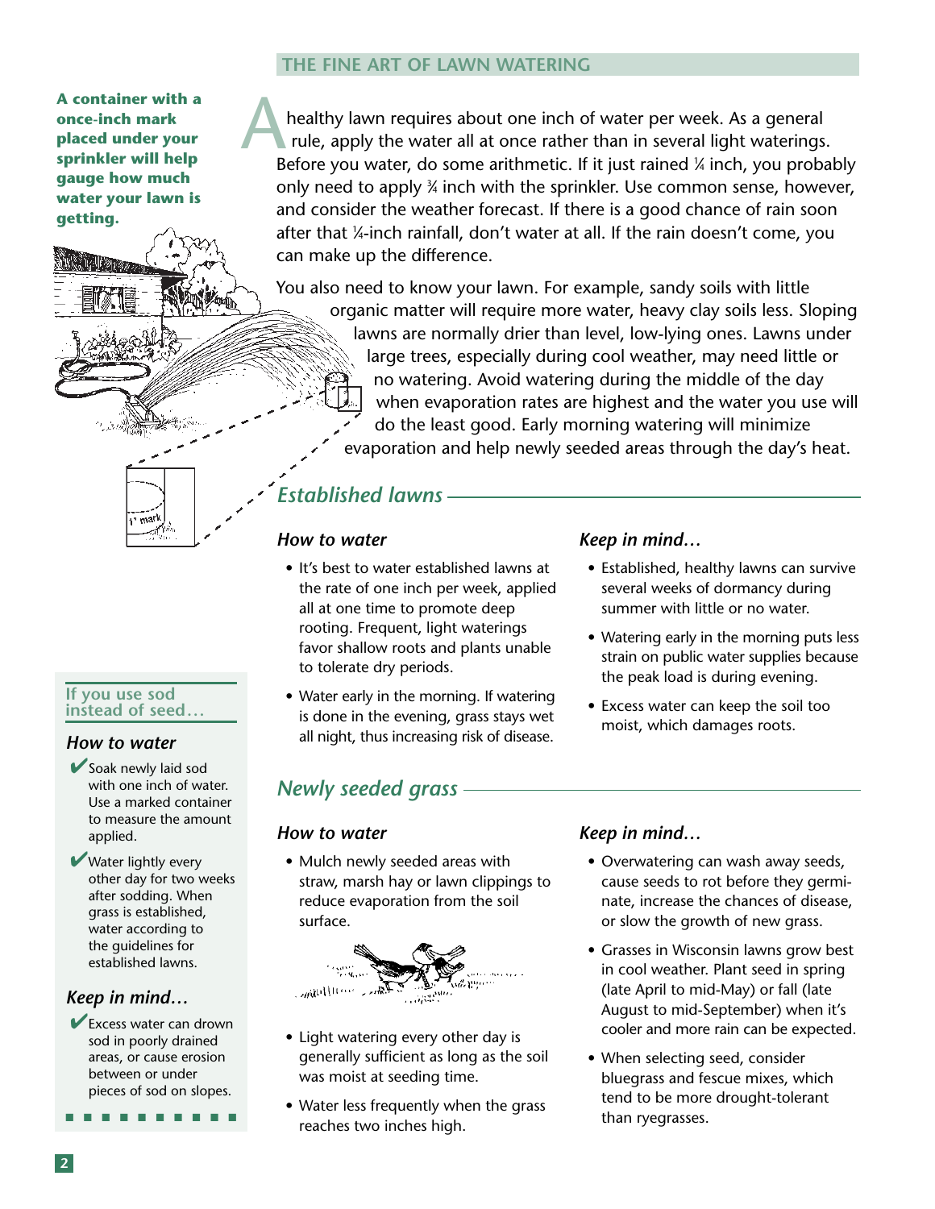## THE FINE ART OF LAWN WATERING

**A container with a once-inch mark placed under your sprinkler will help gauge how much water your lawn is getting.**

A healthy lawn requires about one inch of water per week. As a general rule, apply the water all at once rather than in several light waterings. Before you water, do some arithmetic. If it just rained ¼ inch, you probably only need to apply ¾ inch with the sprinkler. Use common sense, however, and consider the weather forecast. If there is a good chance of rain soon after that ¼-inch rainfall, don't water at all. If the rain doesn't come, you can make up the difference.

You also need to know your lawn. For example, sandy soils with little organic matter will require more water, heavy clay soils less. Sloping lawns are normally drier than level, low-lying ones. Lawns under large trees, especially during cool weather, may need little or no watering. Avoid watering during the middle of the day when evaporation rates are highest and the water you use will do the least good. Early morning watering will minimize evaporation and help newly seeded areas through the day's heat.

### Established lawns

#### How to water

- It's best to water established lawns at the rate of one inch per week, applied all at one time to promote deep rooting. Frequent, light waterings favor shallow roots and plants unable to tolerate dry periods.
- Water early in the morning. If watering is done in the evening, grass stays wet all night, thus increasing risk of disease.

#### Keep in mind…

- Established, healthy lawns can survive several weeks of dormancy during summer with little or no water.
- Watering early in the morning puts less strain on public water supplies because the peak load is during evening.
- Excess water can keep the soil too moist, which damages roots.

### Newly seeded grass

#### How to water

- Mulch newly seeded areas with straw, marsh hay or lawn clippings to reduce evaporation from the soil surface.
- Light watering every other day is generally sufficient as long as the soil was moist at seeding time.
- Water less frequently when the grass reaches two inches high.

#### Keep in mind…

- Overwatering can wash away seeds, cause seeds to rot before they germinate, increase the chances of disease, or slow the growth of new grass.
- Grasses in Wisconsin lawns grow best in cool weather. Plant seed in spring (late April to mid-May) or fall (late August to mid-September) when it's cooler and more rain can be expected.
- When selecting seed, consider bluegrass and fescue mixes, which tend to be more drought-tolerant than ryegrasses.

### If you use sod instead of seed…

#### How to water

- ✔ Soak newly laid sod with one inch of water. Use a marked container to measure the amount applied.
- ✔ Water lightly every other day for two weeks after sodding. When grass is established, water according to the guidelines for established lawns.

#### Keep in mind…

- ✔ Excess water can drown sod in poorly drained areas, or cause erosion between or under pieces of sod on slopes.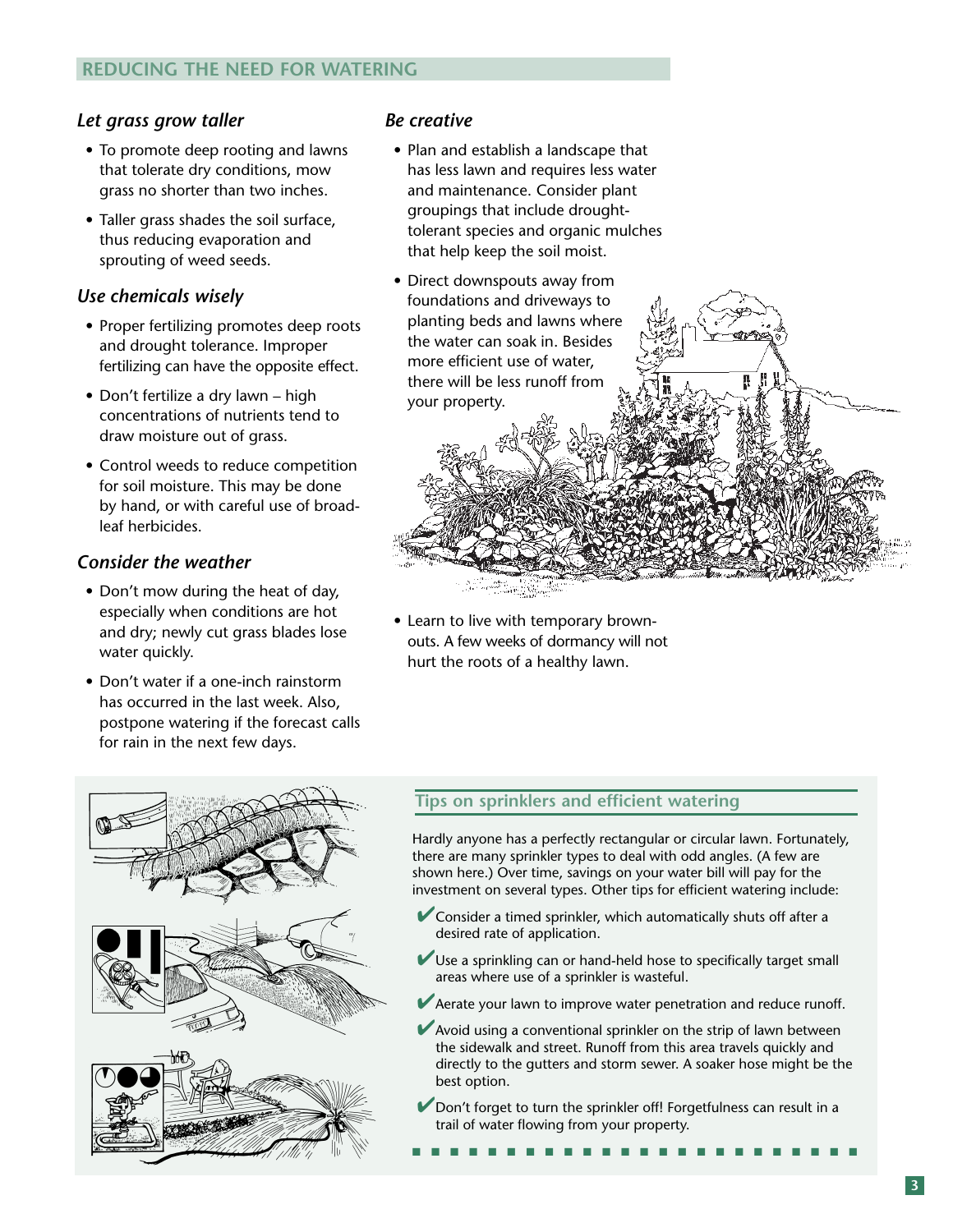## REDUCING THE NEED FOR WATERING

### *Let grass grow taller*

- To promote deep rooting and lawns that tolerate dry conditions, mow grass no shorter than two inches.
- Taller grass shades the soil surface, thus reducing evaporation and sprouting of weed seeds.

### *Use chemicals wisely*

- Proper fertilizing promotes deep roots and drought tolerance. Improper fertilizing can have the opposite effect.
- Don't fertilize a dry lawn – high concentrations of nutrients tend to draw moisture out of grass.
- Control weeds to reduce competition for soil moisture. This may be done by hand, or with careful use of broad-leaf herbicides.

### *Consider the weather*

- Don't mow during the heat of day, especially when conditions are hot and dry; newly cut grass blades lose water quickly.
- Don't water if a one-inch rainstorm has occurred in the last week. Also, postpone watering if the forecast calls for rain in the next few days.

### *Be creative*

- Plan and establish a landscape that has less lawn and requires less water and maintenance. Consider plant groupings that include drought-tolerant species and organic mulches that help keep the soil moist.
- Direct downspouts away from foundations and driveways to planting beds and lawns where the water can soak in. Besides more efficient use of water, there will be less runoff from your property.
- Learn to live with temporary brown-outs. A few weeks of dormancy will not hurt the roots of a healthy lawn.

### Tips on sprinklers and efficient watering

Hardly anyone has a perfectly rectangular or circular lawn. Fortunately, there are many sprinkler types to deal with odd angles. (A few are shown here.) Over time, savings on your water bill will pay for the investment on several types. Other tips for efficient watering include:

- ✔ Consider a timed sprinkler, which automatically shuts off after a desired rate of application.
- ✔ Use a sprinkling can or hand-held hose to specifically target small areas where use of a sprinkler is wasteful.
- ✔ Aerate your lawn to improve water penetration and reduce runoff.
- ✔ Avoid using a conventional sprinkler on the strip of lawn between the sidewalk and street. Runoff from this area travels quickly and directly to the gutters and storm sewer. A soaker hose might be the best option.
- ✔ Don't forget to turn the sprinkler off! Forgetfulness can result in a trail of water flowing from your property.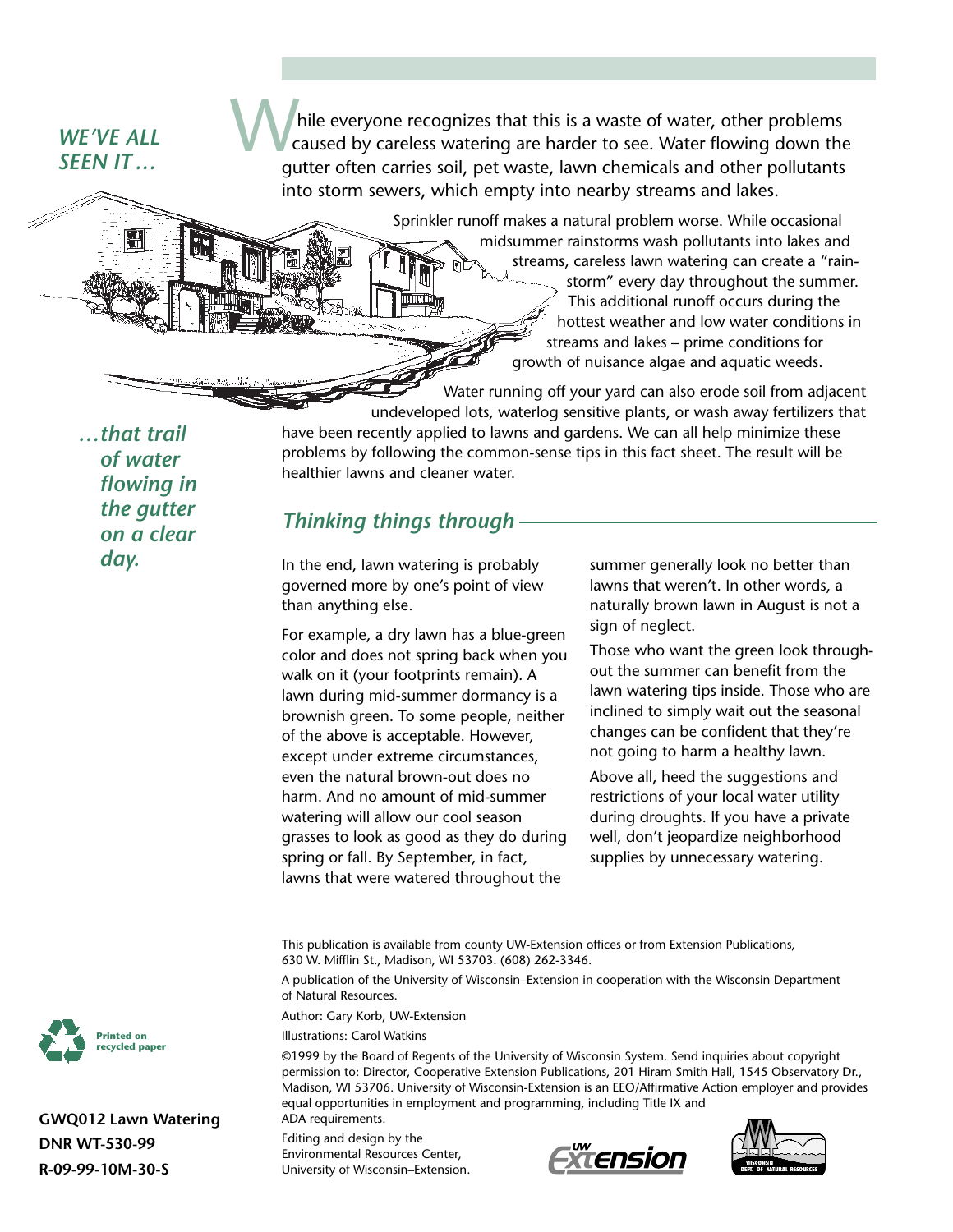*WE'VE ALL SEEN IT …*

While everyone recognizes that this is a waste of water, other problems caused by careless watering are harder to see. Water flowing down the gutter often carries soil, pet waste, lawn chemicals and other pollutants into storm sewers, which empty into nearby streams and lakes.

Sprinkler runoff makes a natural problem worse. While occasional midsummer rainstorms wash pollutants into lakes and streams, careless lawn watering can create a "rainstorm" every day throughout the summer. This additional runoff occurs during the hottest weather and low water conditions in streams and lakes – prime conditions for growth of nuisance algae and aquatic weeds.

Water running off your yard can also erode soil from adjacent undeveloped lots, waterlog sensitive plants, or wash away fertilizers that have been recently applied to lawns and gardens. We can all help minimize these problems by following the common-sense tips in this fact sheet. The result will be healthier lawns and cleaner water.

*…that trail of water flowing in the gutter on a clear day.*

## *Thinking things through*

In the end, lawn watering is probably governed more by one's point of view than anything else.

For example, a dry lawn has a blue-green color and does not spring back when you walk on it (your footprints remain). A lawn during mid-summer dormancy is a brownish green. To some people, neither of the above is acceptable. However, except under extreme circumstances, even the natural brown-out does no harm. And no amount of mid-summer watering will allow our cool season grasses to look as good as they do during spring or fall. By September, in fact, lawns that were watered throughout the summer generally look no better than lawns that weren't. In other words, a naturally brown lawn in August is not a sign of neglect.

Those who want the green look throughout the summer can benefit from the lawn watering tips inside. Those who are inclined to simply wait out the seasonal changes can be confident that they're not going to harm a healthy lawn.

Above all, heed the suggestions and restrictions of your local water utility during droughts. If you have a private well, don't jeopardize neighborhood supplies by unnecessary watering.

This publication is available from county UW-Extension offices or from Extension Publications, 630 W. Mifflin St., Madison, WI 53703. (608) 262-3346.

A publication of the University of Wisconsin–Extension in cooperation with the Wisconsin Department of Natural Resources.

Author: Gary Korb, UW-Extension

Illustrations: Carol Watkins

©1999 by the Board of Regents of the University of Wisconsin System. Send inquiries about copyright permission to: Director, Cooperative Extension Publications, 201 Hiram Smith Hall, 1545 Observatory Dr., Madison, WI 53706. University of Wisconsin-Extension is an EEO/Affirmative Action employer and provides equal opportunities in employment and programming, including Title IX and ADA requirements.

Editing and design by the Environmental Resources Center, University of Wisconsin–Extension.

Printed on recycled paper

**GWQ012 Lawn Watering**
**DNR WT-530-99**
**R-09-99-10M-30-S**